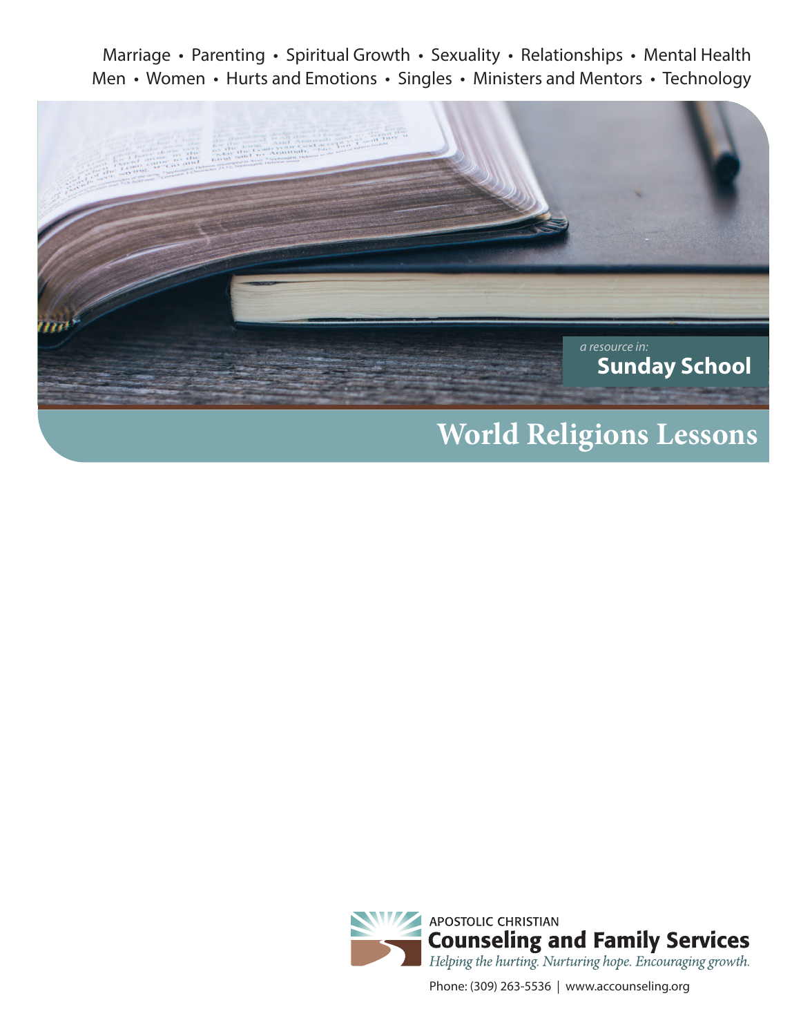Marriage • Parenting • Spiritual Growth • Sexuality • Relationships • Mental Health
Men • Women • Hurts and Emotions • Singles • Ministers and Mentors • Technology

*a resource in:*
**Sunday School**

# World Religions Lessons

APOSTOLIC CHRISTIAN
**Counseling and Family Services**
*Helping the hurting. Nurturing hope. Encouraging growth.*

Phone: (309) 263-5536 | www.accounseling.org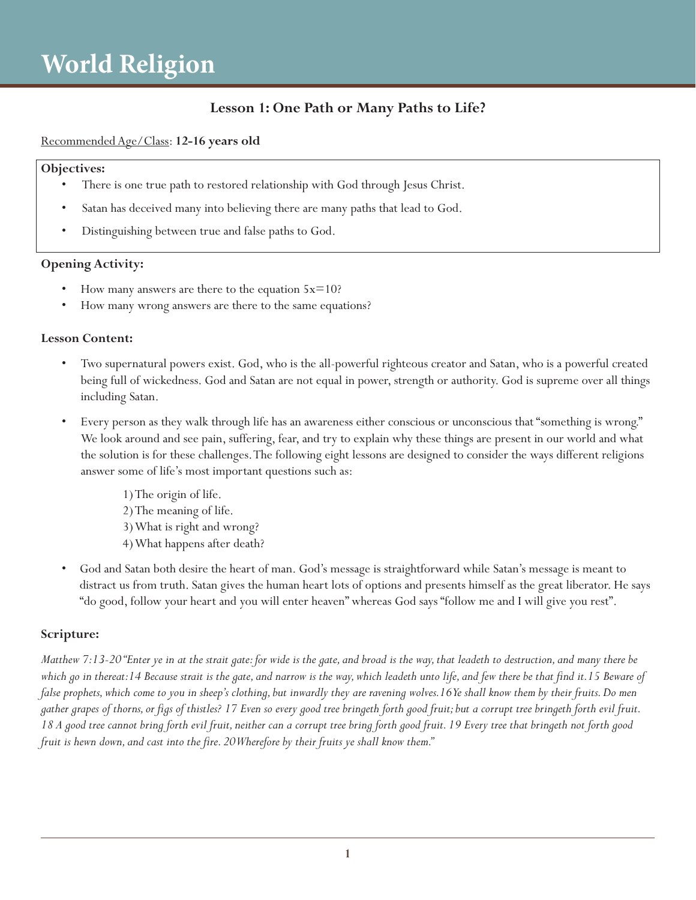# World Religion

## Lesson 1: One Path or Many Paths to Life?

Recommended Age/Class: **12-16 years old**

**Objectives:**

- There is one true path to restored relationship with God through Jesus Christ.
- Satan has deceived many into believing there are many paths that lead to God.
- Distinguishing between true and false paths to God.

**Opening Activity:**

- How many answers are there to the equation $5x=10$?
- How many wrong answers are there to the same equations?

**Lesson Content:**

- Two supernatural powers exist. God, who is the all-powerful righteous creator and Satan, who is a powerful created being full of wickedness. God and Satan are not equal in power, strength or authority. God is supreme over all things including Satan.
- Every person as they walk through life has an awareness either conscious or unconscious that "something is wrong." We look around and see pain, suffering, fear, and try to explain why these things are present in our world and what the solution is for these challenges. The following eight lessons are designed to consider the ways different religions answer some of life's most important questions such as:

  1) The origin of life.
  2) The meaning of life.
  3) What is right and wrong?
  4) What happens after death?

- God and Satan both desire the heart of man. God's message is straightforward while Satan's message is meant to distract us from truth. Satan gives the human heart lots of options and presents himself as the great liberator. He says "do good, follow your heart and you will enter heaven" whereas God says "follow me and I will give you rest".

**Scripture:**

*Matthew 7:13-20 "Enter ye in at the strait gate: for wide is the gate, and broad is the way, that leadeth to destruction, and many there be which go in thereat: 14 Because strait is the gate, and narrow is the way, which leadeth unto life, and few there be that find it. 15 Beware of false prophets, which come to you in sheep's clothing, but inwardly they are ravening wolves. 16 Ye shall know them by their fruits. Do men gather grapes of thorns, or figs of thistles? 17 Even so every good tree bringeth forth good fruit; but a corrupt tree bringeth forth evil fruit. 18 A good tree cannot bring forth evil fruit, neither can a corrupt tree bring forth good fruit. 19 Every tree that bringeth not forth good fruit is hewn down, and cast into the fire. 20 Wherefore by their fruits ye shall know them."*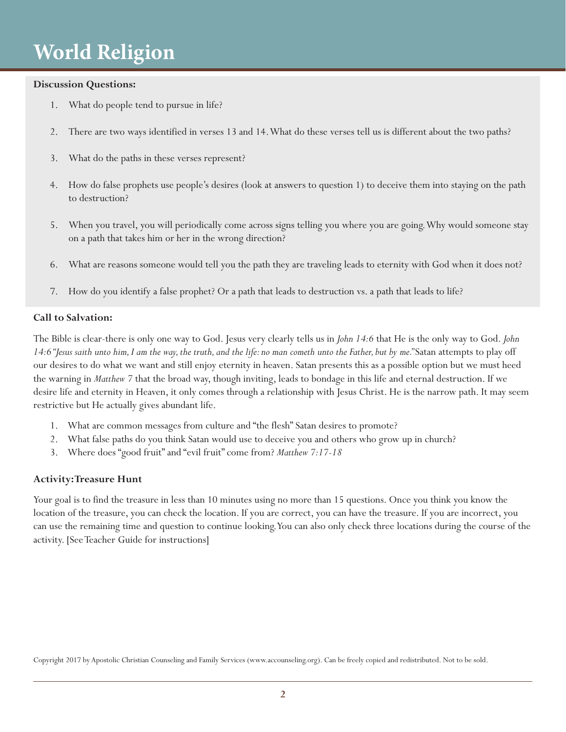# World Religion

**Discussion Questions:**

1. What do people tend to pursue in life?
2. There are two ways identified in verses 13 and 14. What do these verses tell us is different about the two paths?
3. What do the paths in these verses represent?
4. How do false prophets use people's desires (look at answers to question 1) to deceive them into staying on the path to destruction?
5. When you travel, you will periodically come across signs telling you where you are going. Why would someone stay on a path that takes him or her in the wrong direction?
6. What are reasons someone would tell you the path they are traveling leads to eternity with God when it does not?
7. How do you identify a false prophet? Or a path that leads to destruction vs. a path that leads to life?

**Call to Salvation:**

The Bible is clear-there is only one way to God. Jesus very clearly tells us in *John 14:6* that He is the only way to God. *John 14:6 "Jesus saith unto him, I am the way, the truth, and the life: no man cometh unto the Father, but by me."* Satan attempts to play off our desires to do what we want and still enjoy eternity in heaven. Satan presents this as a possible option but we must heed the warning in *Matthew 7* that the broad way, though inviting, leads to bondage in this life and eternal destruction. If we desire life and eternity in Heaven, it only comes through a relationship with Jesus Christ. He is the narrow path. It may seem restrictive but He actually gives abundant life.

1. What are common messages from culture and "the flesh" Satan desires to promote?
2. What false paths do you think Satan would use to deceive you and others who grow up in church?
3. Where does "good fruit" and "evil fruit" come from? *Matthew 7:17-18*

**Activity: Treasure Hunt**

Your goal is to find the treasure in less than 10 minutes using no more than 15 questions. Once you think you know the location of the treasure, you can check the location. If you are correct, you can have the treasure. If you are incorrect, you can use the remaining time and question to continue looking. You can also only check three locations during the course of the activity. [See Teacher Guide for instructions]

Copyright 2017 by Apostolic Christian Counseling and Family Services (www.accounseling.org). Can be freely copied and redistributed. Not to be sold.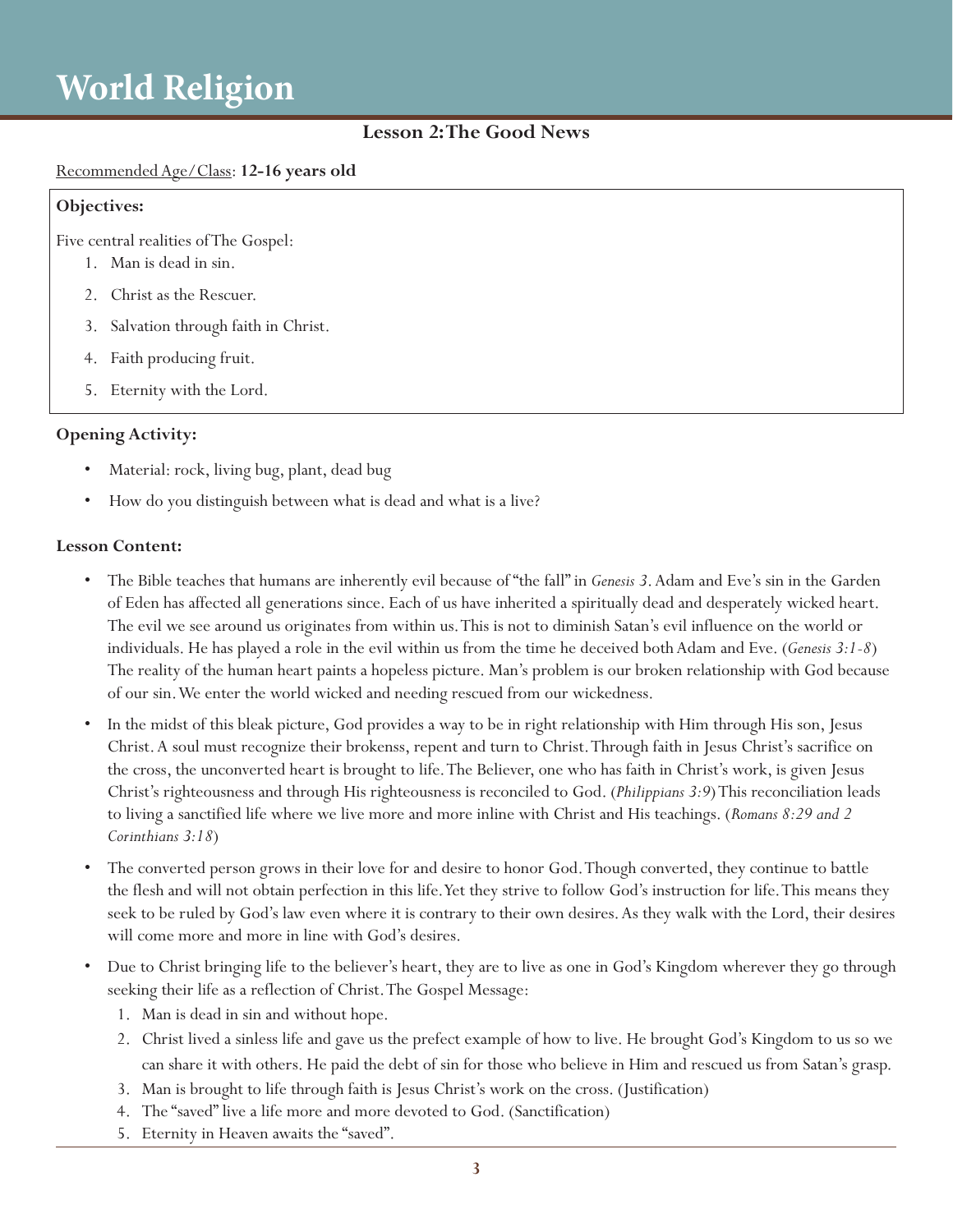# World Religion

## Lesson 2: The Good News

Recommended Age/Class: **12-16 years old**

**Objectives:**

Five central realities of The Gospel:

1. Man is dead in sin.
2. Christ as the Rescuer.
3. Salvation through faith in Christ.
4. Faith producing fruit.
5. Eternity with the Lord.

**Opening Activity:**

- Material: rock, living bug, plant, dead bug
- How do you distinguish between what is dead and what is a live?

**Lesson Content:**

- The Bible teaches that humans are inherently evil because of "the fall" in *Genesis 3*. Adam and Eve's sin in the Garden of Eden has affected all generations since. Each of us have inherited a spiritually dead and desperately wicked heart. The evil we see around us originates from within us. This is not to diminish Satan's evil influence on the world or individuals. He has played a role in the evil within us from the time he deceived both Adam and Eve. (*Genesis 3:1-8*) The reality of the human heart paints a hopeless picture. Man's problem is our broken relationship with God because of our sin. We enter the world wicked and needing rescued from our wickedness.
- In the midst of this bleak picture, God provides a way to be in right relationship with Him through His son, Jesus Christ. A soul must recognize their brokenss, repent and turn to Christ. Through faith in Jesus Christ's sacrifice on the cross, the unconverted heart is brought to life. The Believer, one who has faith in Christ's work, is given Jesus Christ's righteousness and through His righteousness is reconciled to God. (*Philippians 3:9*) This reconciliation leads to living a sanctified life where we live more and more inline with Christ and His teachings. (*Romans 8:29 and 2 Corinthians 3:18*)
- The converted person grows in their love for and desire to honor God. Though converted, they continue to battle the flesh and will not obtain perfection in this life. Yet they strive to follow God's instruction for life. This means they seek to be ruled by God's law even where it is contrary to their own desires. As they walk with the Lord, their desires will come more and more in line with God's desires.
- Due to Christ bringing life to the believer's heart, they are to live as one in God's Kingdom wherever they go through seeking their life as a reflection of Christ. The Gospel Message:
  1. Man is dead in sin and without hope.
  2. Christ lived a sinless life and gave us the prefect example of how to live. He brought God's Kingdom to us so we can share it with others. He paid the debt of sin for those who believe in Him and rescued us from Satan's grasp.
  3. Man is brought to life through faith is Jesus Christ's work on the cross. (Justification)
  4. The "saved" live a life more and more devoted to God. (Sanctification)
  5. Eternity in Heaven awaits the "saved".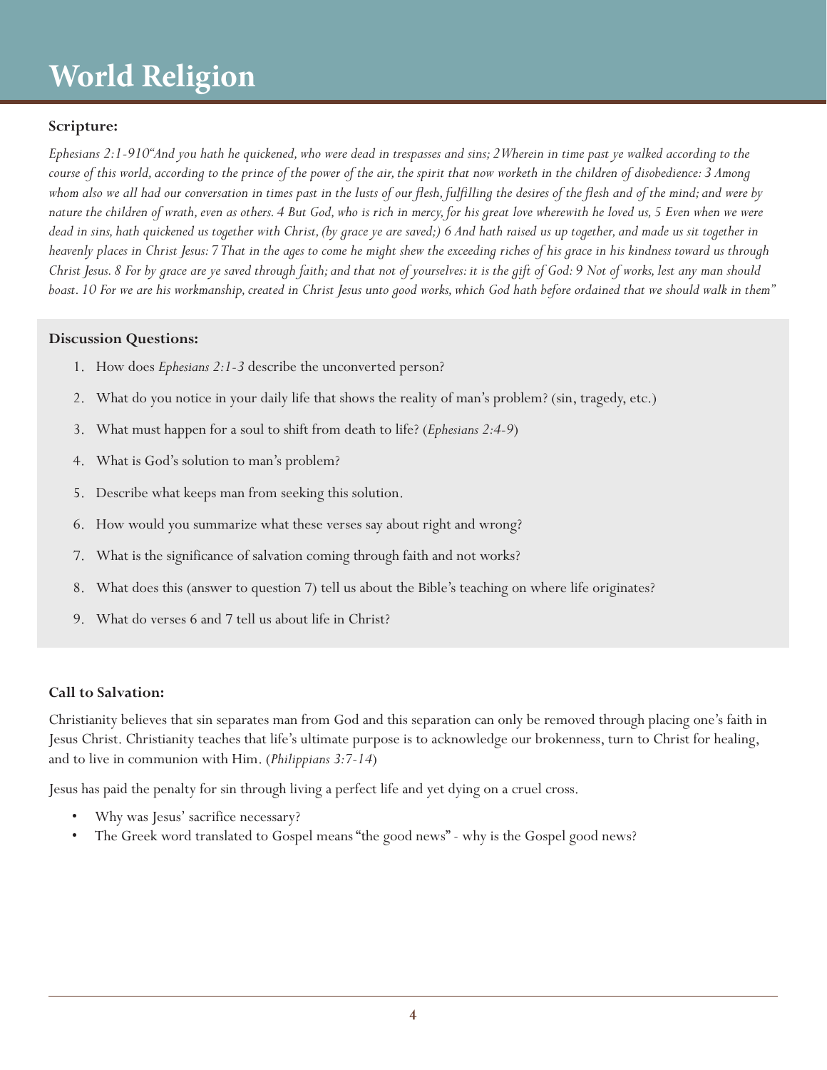# World Religion

**Scripture:**

*Ephesians 2:1-910"And you hath he quickened, who were dead in trespasses and sins; 2Wherein in time past ye walked according to the course of this world, according to the prince of the power of the air, the spirit that now worketh in the children of disobedience: 3 Among whom also we all had our conversation in times past in the lusts of our flesh, fulfilling the desires of the flesh and of the mind; and were by nature the children of wrath, even as others. 4 But God, who is rich in mercy, for his great love wherewith he loved us, 5 Even when we were dead in sins, hath quickened us together with Christ, (by grace ye are saved;) 6 And hath raised us up together, and made us sit together in heavenly places in Christ Jesus: 7 That in the ages to come he might shew the exceeding riches of his grace in his kindness toward us through Christ Jesus. 8 For by grace are ye saved through faith; and that not of yourselves: it is the gift of God: 9 Not of works, lest any man should boast. 10 For we are his workmanship, created in Christ Jesus unto good works, which God hath before ordained that we should walk in them"*

**Discussion Questions:**

1. How does *Ephesians 2:1-3* describe the unconverted person?
2. What do you notice in your daily life that shows the reality of man's problem? (sin, tragedy, etc.)
3. What must happen for a soul to shift from death to life? (*Ephesians 2:4-9*)
4. What is God's solution to man's problem?
5. Describe what keeps man from seeking this solution.
6. How would you summarize what these verses say about right and wrong?
7. What is the significance of salvation coming through faith and not works?
8. What does this (answer to question 7) tell us about the Bible's teaching on where life originates?
9. What do verses 6 and 7 tell us about life in Christ?

**Call to Salvation:**

Christianity believes that sin separates man from God and this separation can only be removed through placing one's faith in Jesus Christ. Christianity teaches that life's ultimate purpose is to acknowledge our brokenness, turn to Christ for healing, and to live in communion with Him. (*Philippians 3:7-14*)

Jesus has paid the penalty for sin through living a perfect life and yet dying on a cruel cross.

- Why was Jesus' sacrifice necessary?
- The Greek word translated to Gospel means "the good news" - why is the Gospel good news?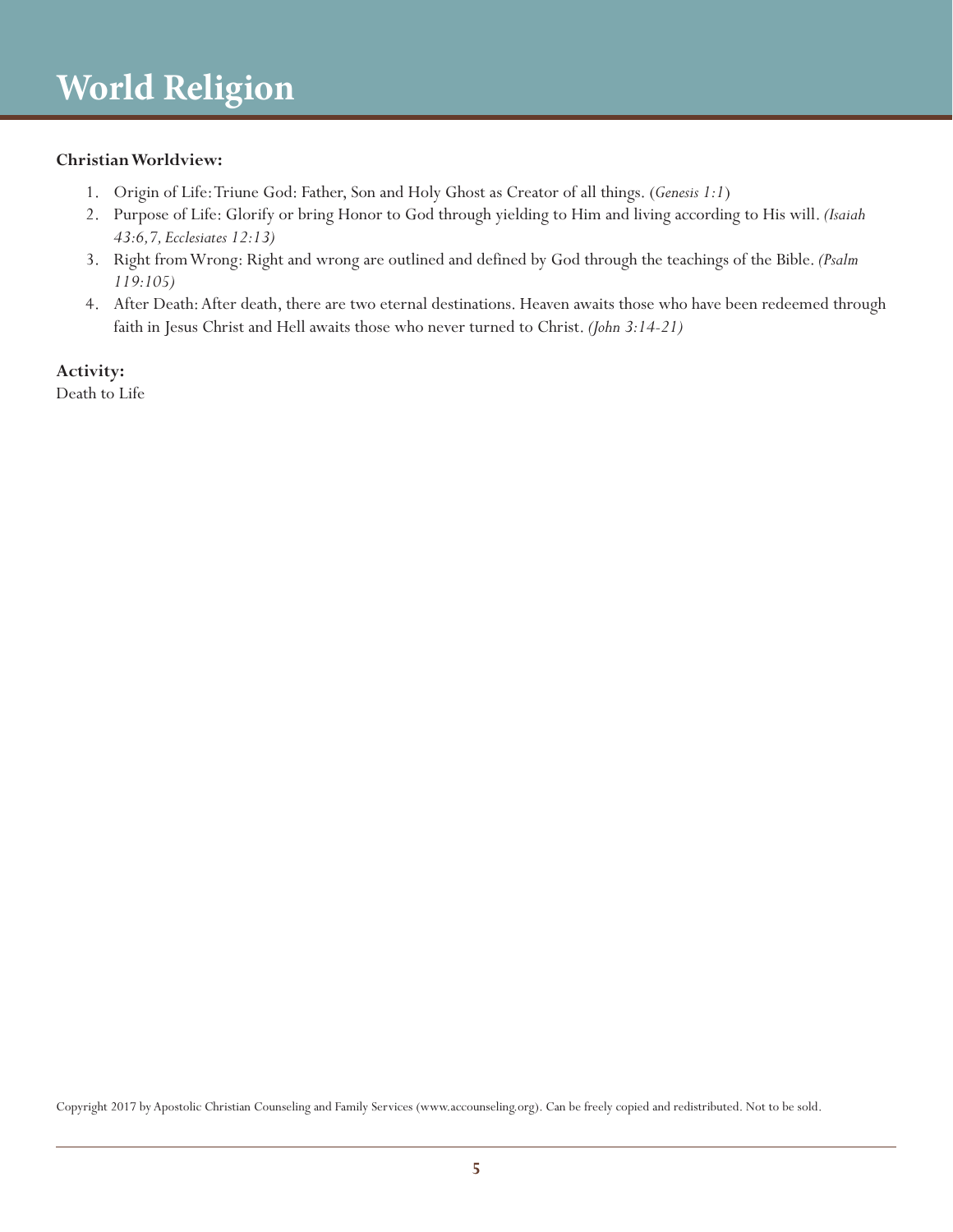# World Religion

**Christian Worldview:**

1. Origin of Life: Triune God: Father, Son and Holy Ghost as Creator of all things. (*Genesis 1:1*)
2. Purpose of Life: Glorify or bring Honor to God through yielding to Him and living according to His will. *(Isaiah 43:6,7, Ecclesiates 12:13)*
3. Right from Wrong: Right and wrong are outlined and defined by God through the teachings of the Bible. *(Psalm 119:105)*
4. After Death: After death, there are two eternal destinations. Heaven awaits those who have been redeemed through faith in Jesus Christ and Hell awaits those who never turned to Christ. *(John 3:14-21)*

**Activity:**
Death to Life

Copyright 2017 by Apostolic Christian Counseling and Family Services (www.accounseling.org). Can be freely copied and redistributed. Not to be sold.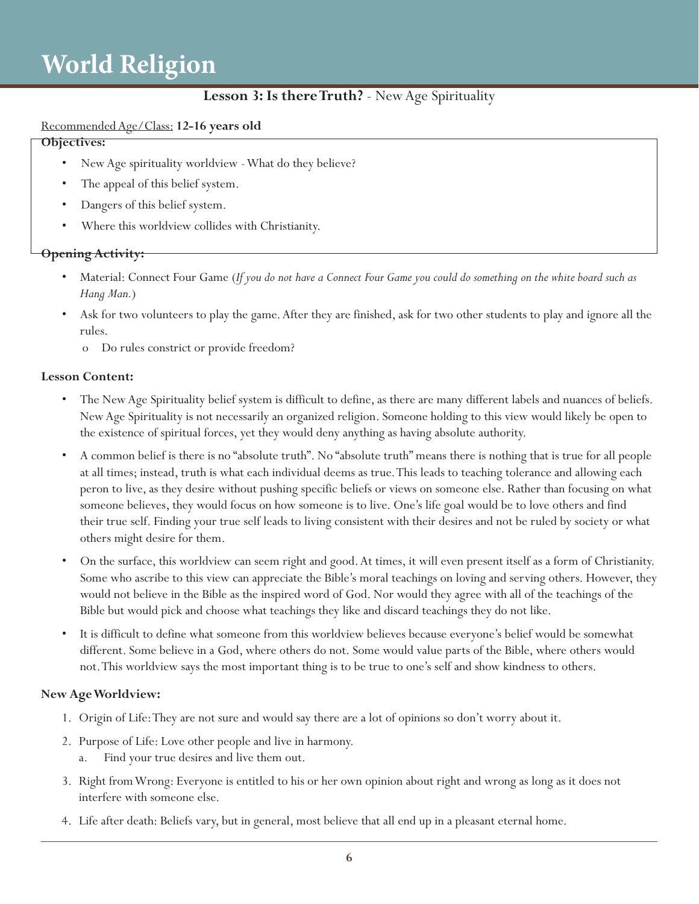# World Religion

## Lesson 3: Is there Truth? - New Age Spirituality

Recommended Age/Class: **12-16 years old**

**Objectives:**

- New Age spirituality worldview - What do they believe?
- The appeal of this belief system.
- Dangers of this belief system.
- Where this worldview collides with Christianity.

**Opening Activity:**

- Material: Connect Four Game (*If you do not have a Connect Four Game you could do something on the white board such as Hang Man.*)
- Ask for two volunteers to play the game. After they are finished, ask for two other students to play and ignore all the rules.
  - o Do rules constrict or provide freedom?

**Lesson Content:**

- The New Age Spirituality belief system is difficult to define, as there are many different labels and nuances of beliefs. New Age Spirituality is not necessarily an organized religion. Someone holding to this view would likely be open to the existence of spiritual forces, yet they would deny anything as having absolute authority.
- A common belief is there is no "absolute truth". No "absolute truth" means there is nothing that is true for all people at all times; instead, truth is what each individual deems as true. This leads to teaching tolerance and allowing each peron to live, as they desire without pushing specific beliefs or views on someone else. Rather than focusing on what someone believes, they would focus on how someone is to live. One's life goal would be to love others and find their true self. Finding your true self leads to living consistent with their desires and not be ruled by society or what others might desire for them.
- On the surface, this worldview can seem right and good. At times, it will even present itself as a form of Christianity. Some who ascribe to this view can appreciate the Bible's moral teachings on loving and serving others. However, they would not believe in the Bible as the inspired word of God. Nor would they agree with all of the teachings of the Bible but would pick and choose what teachings they like and discard teachings they do not like.
- It is difficult to define what someone from this worldview believes because everyone's belief would be somewhat different. Some believe in a God, where others do not. Some would value parts of the Bible, where others would not. This worldview says the most important thing is to be true to one's self and show kindness to others.

**New Age Worldview:**

1. Origin of Life: They are not sure and would say there are a lot of opinions so don't worry about it.
2. Purpose of Life: Love other people and live in harmony.
   a. Find your true desires and live them out.
3. Right from Wrong: Everyone is entitled to his or her own opinion about right and wrong as long as it does not interfere with someone else.
4. Life after death: Beliefs vary, but in general, most believe that all end up in a pleasant eternal home.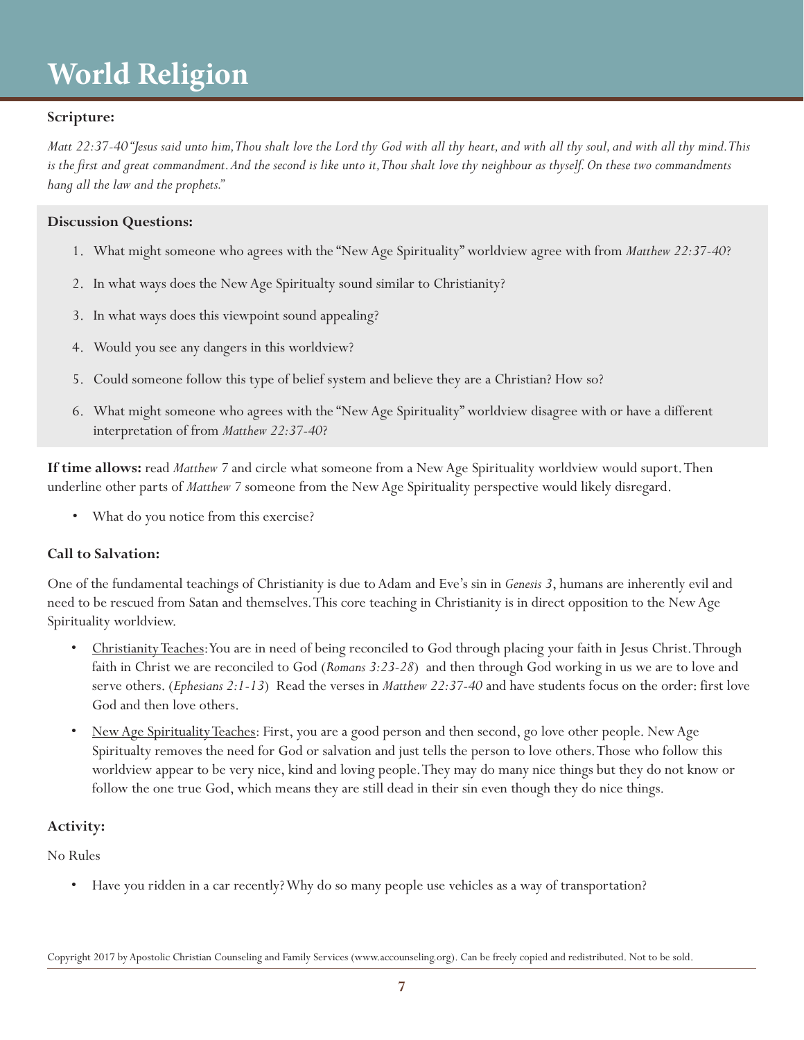# World Religion

**Scripture:**

*Matt 22:37-40 "Jesus said unto him, Thou shalt love the Lord thy God with all thy heart, and with all thy soul, and with all thy mind. This is the first and great commandment. And the second is like unto it, Thou shalt love thy neighbour as thyself. On these two commandments hang all the law and the prophets."*

**Discussion Questions:**

1. What might someone who agrees with the "New Age Spirituality" worldview agree with from *Matthew 22:37-40*?
2. In what ways does the New Age Spiritualty sound similar to Christianity?
3. In what ways does this viewpoint sound appealing?
4. Would you see any dangers in this worldview?
5. Could someone follow this type of belief system and believe they are a Christian? How so?
6. What might someone who agrees with the "New Age Spirituality" worldview disagree with or have a different interpretation of from *Matthew 22:37-40*?

**If time allows:** read *Matthew 7* and circle what someone from a New Age Spirituality worldview would suport. Then underline other parts of *Matthew 7* someone from the New Age Spirituality perspective would likely disregard.

- What do you notice from this exercise?

### Call to Salvation:

One of the fundamental teachings of Christianity is due to Adam and Eve's sin in *Genesis 3*, humans are inherently evil and need to be rescued from Satan and themselves. This core teaching in Christianity is in direct opposition to the New Age Spirituality worldview.

- <u>Christianity Teaches</u>: You are in need of being reconciled to God through placing your faith in Jesus Christ. Through faith in Christ we are reconciled to God (*Romans 3:23-28*) and then through God working in us we are to love and serve others. (*Ephesians 2:1-13*) Read the verses in *Matthew 22:37-40* and have students focus on the order: first love God and then love others.
- <u>New Age Spirituality Teaches</u>: First, you are a good person and then second, go love other people. New Age Spiritualty removes the need for God or salvation and just tells the person to love others. Those who follow this worldview appear to be very nice, kind and loving people. They may do many nice things but they do not know or follow the one true God, which means they are still dead in their sin even though they do nice things.

### Activity:

No Rules

- Have you ridden in a car recently? Why do so many people use vehicles as a way of transportation?

Copyright 2017 by Apostolic Christian Counseling and Family Services (www.accounseling.org). Can be freely copied and redistributed. Not to be sold.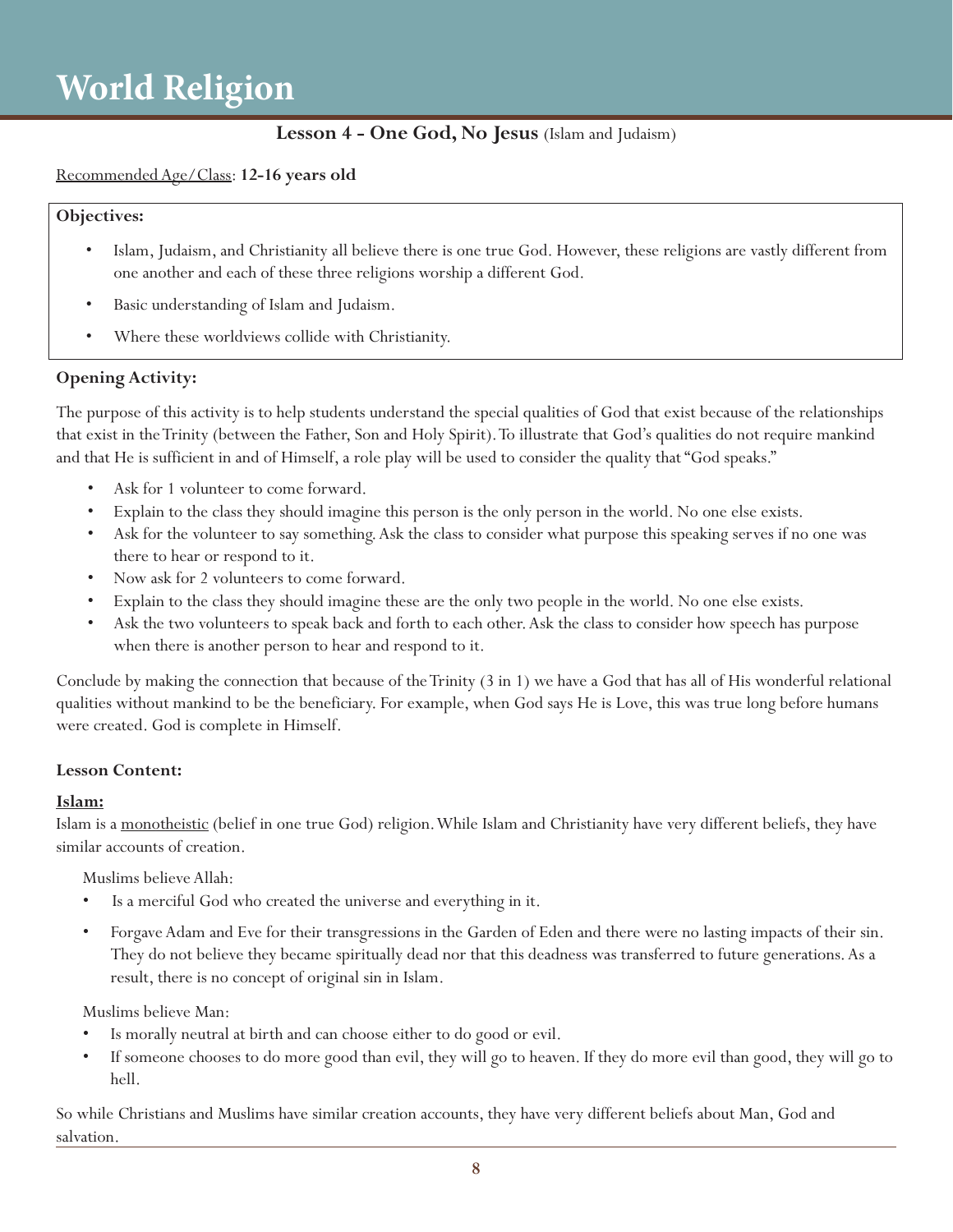# World Religion

## Lesson 4 - One God, No Jesus (Islam and Judaism)

<u>Recommended Age/Class</u>: **12-16 years old**

**Objectives:**

- Islam, Judaism, and Christianity all believe there is one true God. However, these religions are vastly different from one another and each of these three religions worship a different God.
- Basic understanding of Islam and Judaism.
- Where these worldviews collide with Christianity.

### Opening Activity:

The purpose of this activity is to help students understand the special qualities of God that exist because of the relationships that exist in the Trinity (between the Father, Son and Holy Spirit). To illustrate that God's qualities do not require mankind and that He is sufficient in and of Himself, a role play will be used to consider the quality that "God speaks."

- Ask for 1 volunteer to come forward.
- Explain to the class they should imagine this person is the only person in the world. No one else exists.
- Ask for the volunteer to say something. Ask the class to consider what purpose this speaking serves if no one was there to hear or respond to it.
- Now ask for 2 volunteers to come forward.
- Explain to the class they should imagine these are the only two people in the world. No one else exists.
- Ask the two volunteers to speak back and forth to each other. Ask the class to consider how speech has purpose when there is another person to hear and respond to it.

Conclude by making the connection that because of the Trinity (3 in 1) we have a God that has all of His wonderful relational qualities without mankind to be the beneficiary. For example, when God says He is Love, this was true long before humans were created. God is complete in Himself.

### Lesson Content:

**<u>Islam:</u>**

Islam is a <u>monotheistic</u> (belief in one true God) religion. While Islam and Christianity have very different beliefs, they have similar accounts of creation.

Muslims believe Allah:

- Is a merciful God who created the universe and everything in it.
- Forgave Adam and Eve for their transgressions in the Garden of Eden and there were no lasting impacts of their sin. They do not believe they became spiritually dead nor that this deadness was transferred to future generations. As a result, there is no concept of original sin in Islam.

Muslims believe Man:

- Is morally neutral at birth and can choose either to do good or evil.
- If someone chooses to do more good than evil, they will go to heaven. If they do more evil than good, they will go to hell.

So while Christians and Muslims have similar creation accounts, they have very different beliefs about Man, God and salvation.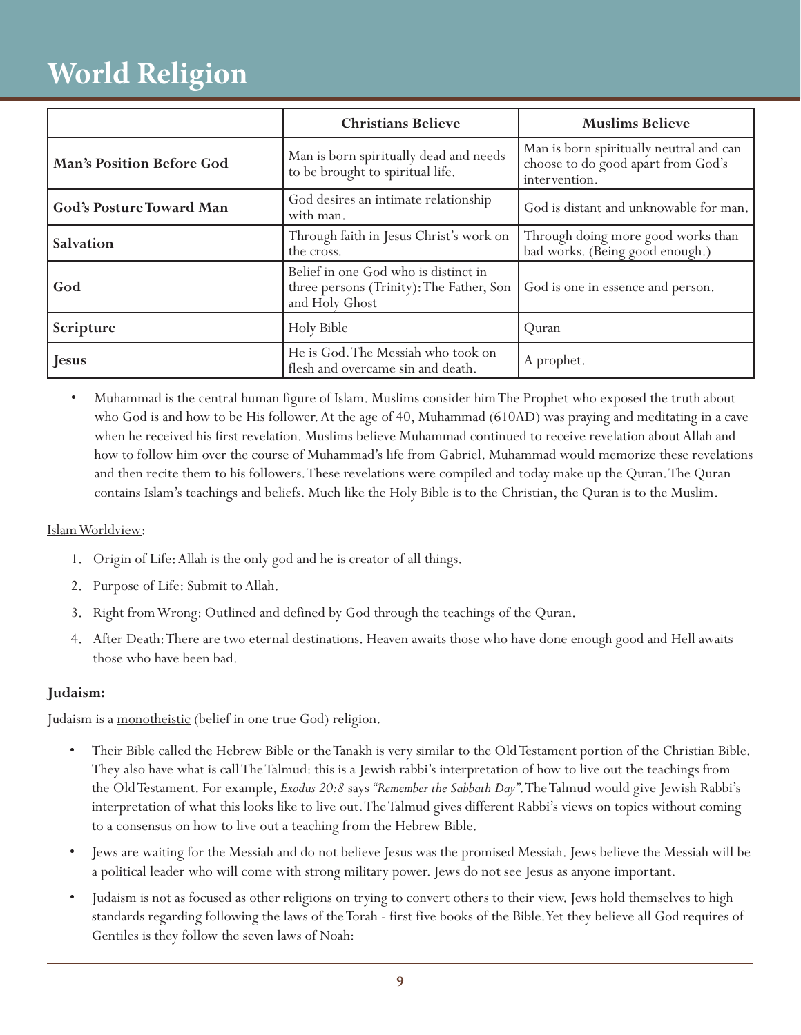# World Religion

| | Christians Believe | Muslims Believe |
|---|---|---|
| **Man's Position Before God** | Man is born spiritually dead and needs to be brought to spiritual life. | Man is born spiritually neutral and can choose to do good apart from God's intervention. |
| **God's Posture Toward Man** | God desires an intimate relationship with man. | God is distant and unknowable for man. |
| **Salvation** | Through faith in Jesus Christ's work on the cross. | Through doing more good works than bad works. (Being good enough.) |
| **God** | Belief in one God who is distinct in three persons (Trinity): The Father, Son and Holy Ghost | God is one in essence and person. |
| **Scripture** | Holy Bible | Quran |
| **Jesus** | He is God. The Messiah who took on flesh and overcame sin and death. | A prophet. |

- Muhammad is the central human figure of Islam. Muslims consider him The Prophet who exposed the truth about who God is and how to be His follower. At the age of 40, Muhammad (610AD) was praying and meditating in a cave when he received his first revelation. Muslims believe Muhammad continued to receive revelation about Allah and how to follow him over the course of Muhammad's life from Gabriel. Muhammad would memorize these revelations and then recite them to his followers. These revelations were compiled and today make up the Quran. The Quran contains Islam's teachings and beliefs. Much like the Holy Bible is to the Christian, the Quran is to the Muslim.

<u>Islam Worldview</u>:

1. Origin of Life: Allah is the only god and he is creator of all things.
2. Purpose of Life: Submit to Allah.
3. Right from Wrong: Outlined and defined by God through the teachings of the Quran.
4. After Death: There are two eternal destinations. Heaven awaits those who have done enough good and Hell awaits those who have been bad.

**<u>Judaism:</u>**

Judaism is a <u>monotheistic</u> (belief in one true God) religion.

- Their Bible called the Hebrew Bible or the Tanakh is very similar to the Old Testament portion of the Christian Bible. They also have what is call The Talmud: this is a Jewish rabbi's interpretation of how to live out the teachings from the Old Testament. For example, *Exodus 20:8* says *"Remember the Sabbath Day"*. The Talmud would give Jewish Rabbi's interpretation of what this looks like to live out. The Talmud gives different Rabbi's views on topics without coming to a consensus on how to live out a teaching from the Hebrew Bible.
- Jews are waiting for the Messiah and do not believe Jesus was the promised Messiah. Jews believe the Messiah will be a political leader who will come with strong military power. Jews do not see Jesus as anyone important.
- Judaism is not as focused as other religions on trying to convert others to their view. Jews hold themselves to high standards regarding following the laws of the Torah - first five books of the Bible. Yet they believe all God requires of Gentiles is they follow the seven laws of Noah: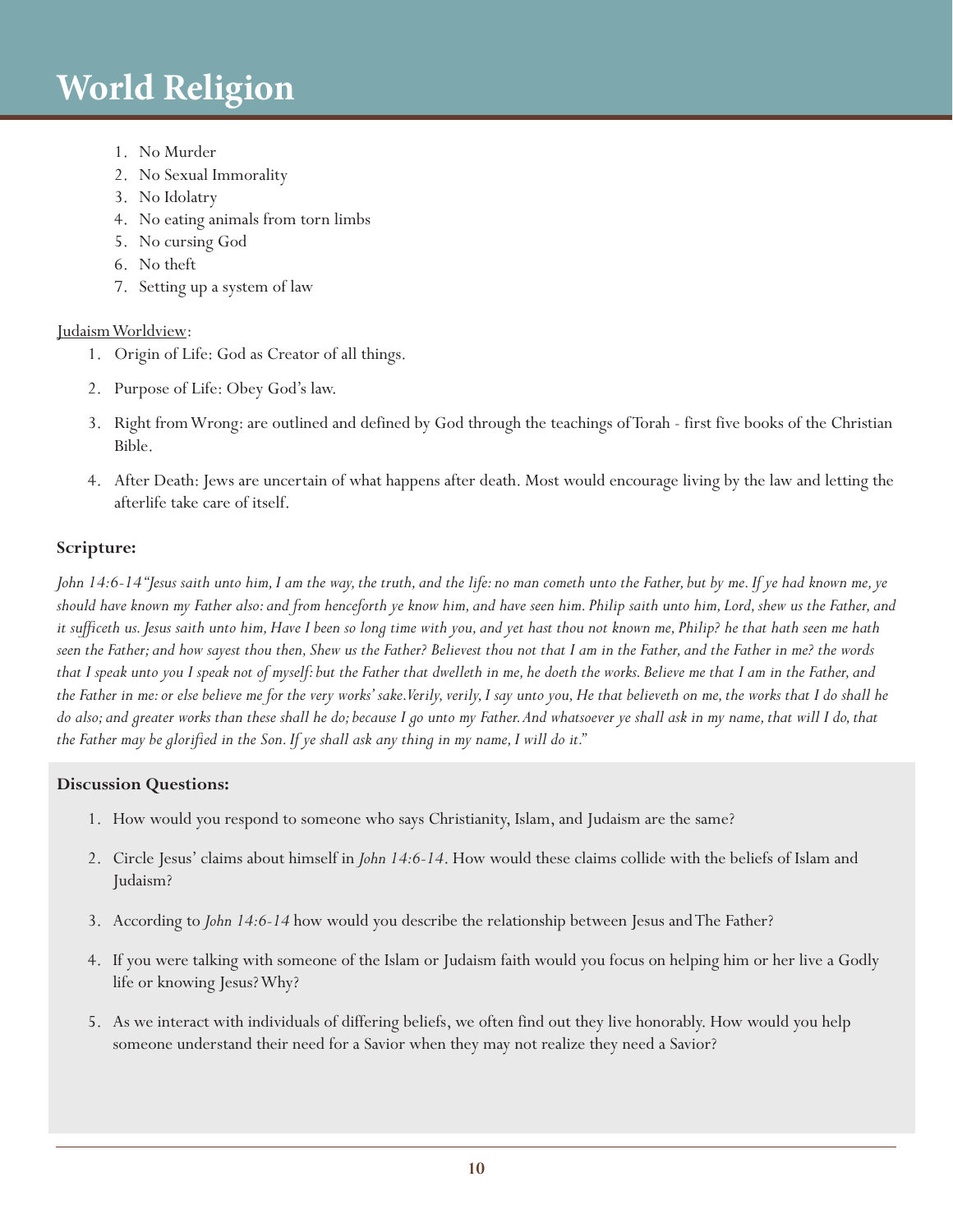1. No Murder
2. No Sexual Immorality
3. No Idolatry
4. No eating animals from torn limbs
5. No cursing God
6. No theft
7. Setting up a system of law

Judaism Worldview:

1. Origin of Life: God as Creator of all things.
2. Purpose of Life: Obey God's law.
3. Right from Wrong: are outlined and defined by God through the teachings of Torah - first five books of the Christian Bible.
4. After Death: Jews are uncertain of what happens after death. Most would encourage living by the law and letting the afterlife take care of itself.

**Scripture:**

*John 14:6-14 "Jesus saith unto him, I am the way, the truth, and the life: no man cometh unto the Father, but by me. If ye had known me, ye should have known my Father also: and from henceforth ye know him, and have seen him. Philip saith unto him, Lord, shew us the Father, and it sufficeth us. Jesus saith unto him, Have I been so long time with you, and yet hast thou not known me, Philip? he that hath seen me hath seen the Father; and how sayest thou then, Shew us the Father? Believest thou not that I am in the Father, and the Father in me? the words that I speak unto you I speak not of myself: but the Father that dwelleth in me, he doeth the works. Believe me that I am in the Father, and the Father in me: or else believe me for the very works' sake. Verily, verily, I say unto you, He that believeth on me, the works that I do shall he do also; and greater works than these shall he do; because I go unto my Father. And whatsoever ye shall ask in my name, that will I do, that the Father may be glorified in the Son. If ye shall ask any thing in my name, I will do it."*

**Discussion Questions:**

1. How would you respond to someone who says Christianity, Islam, and Judaism are the same?
2. Circle Jesus' claims about himself in *John 14:6-14*. How would these claims collide with the beliefs of Islam and Judaism?
3. According to *John 14:6-14* how would you describe the relationship between Jesus and The Father?
4. If you were talking with someone of the Islam or Judaism faith would you focus on helping him or her live a Godly life or knowing Jesus? Why?
5. As we interact with individuals of differing beliefs, we often find out they live honorably. How would you help someone understand their need for a Savior when they may not realize they need a Savior?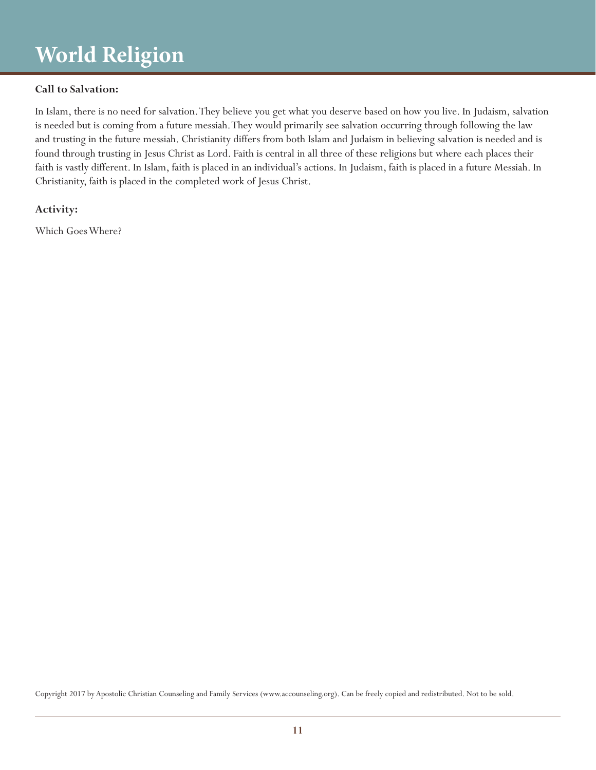# World Religion

**Call to Salvation:**

In Islam, there is no need for salvation. They believe you get what you deserve based on how you live. In Judaism, salvation is needed but is coming from a future messiah. They would primarily see salvation occurring through following the law and trusting in the future messiah. Christianity differs from both Islam and Judaism in believing salvation is needed and is found through trusting in Jesus Christ as Lord. Faith is central in all three of these religions but where each places their faith is vastly different. In Islam, faith is placed in an individual's actions. In Judaism, faith is placed in a future Messiah. In Christianity, faith is placed in the completed work of Jesus Christ.

**Activity:**

Which Goes Where?

Copyright 2017 by Apostolic Christian Counseling and Family Services (www.accounseling.org). Can be freely copied and redistributed. Not to be sold.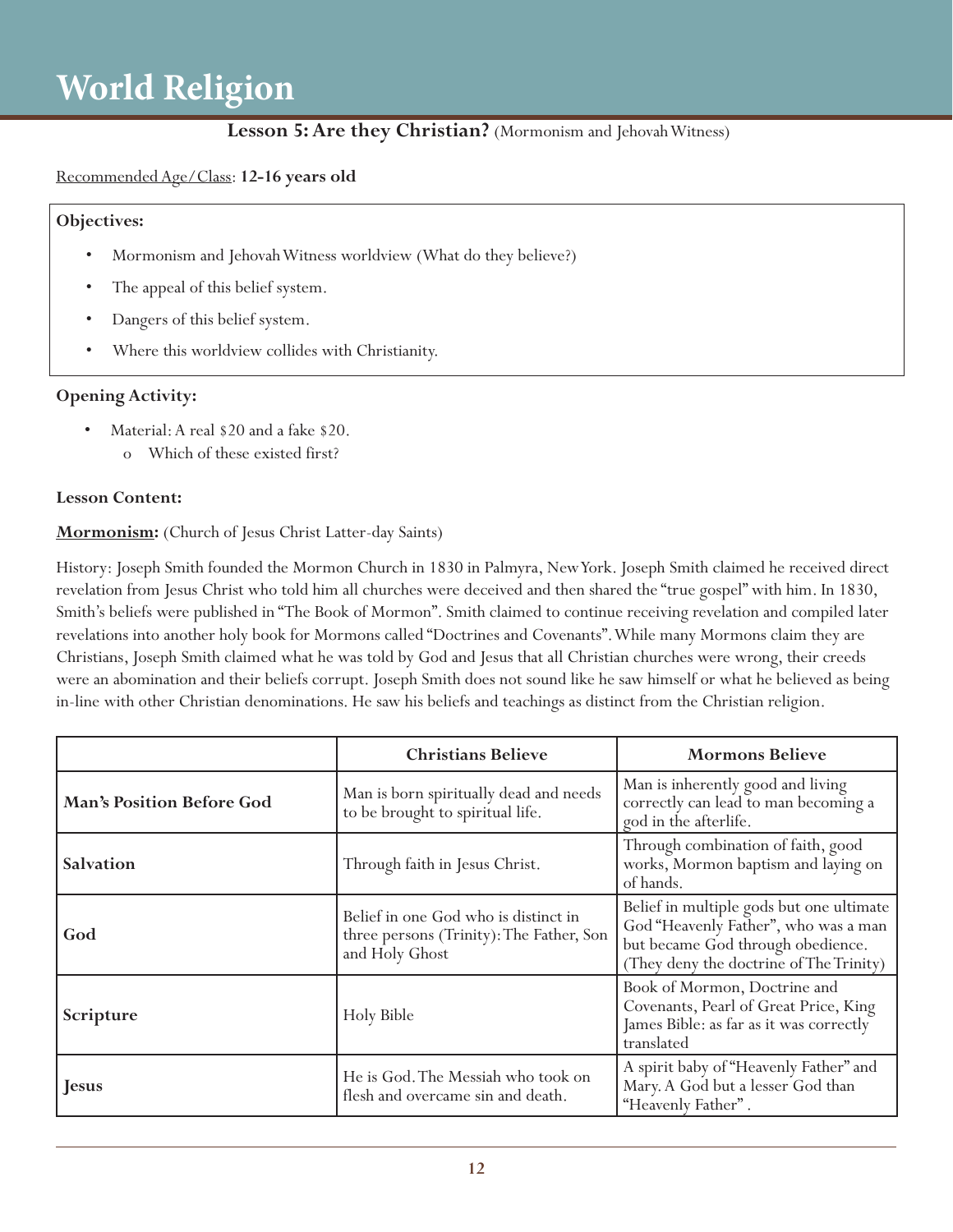# World Religion

**Lesson 5: Are they Christian?** (Mormonism and Jehovah Witness)

Recommended Age/Class: **12-16 years old**

**Objectives:**

- Mormonism and Jehovah Witness worldview (What do they believe?)
- The appeal of this belief system.
- Dangers of this belief system.
- Where this worldview collides with Christianity.

**Opening Activity:**

- Material: A real $20 and a fake $20.
  - o Which of these existed first?

**Lesson Content:**

**Mormonism:** (Church of Jesus Christ Latter-day Saints)

History: Joseph Smith founded the Mormon Church in 1830 in Palmyra, New York. Joseph Smith claimed he received direct revelation from Jesus Christ who told him all churches were deceived and then shared the "true gospel" with him. In 1830, Smith's beliefs were published in "The Book of Mormon". Smith claimed to continue receiving revelation and compiled later revelations into another holy book for Mormons called "Doctrines and Covenants". While many Mormons claim they are Christians, Joseph Smith claimed what he was told by God and Jesus that all Christian churches were wrong, their creeds were an abomination and their beliefs corrupt. Joseph Smith does not sound like he saw himself or what he believed as being in-line with other Christian denominations. He saw his beliefs and teachings as distinct from the Christian religion.

| | **Christians Believe** | **Mormons Believe** |
|---|---|---|
| **Man's Position Before God** | Man is born spiritually dead and needs to be brought to spiritual life. | Man is inherently good and living correctly can lead to man becoming a god in the afterlife. |
| **Salvation** | Through faith in Jesus Christ. | Through combination of faith, good works, Mormon baptism and laying on of hands. |
| **God** | Belief in one God who is distinct in three persons (Trinity): The Father, Son and Holy Ghost | Belief in multiple gods but one ultimate God "Heavenly Father", who was a man but became God through obedience. (They deny the doctrine of The Trinity) |
| **Scripture** | Holy Bible | Book of Mormon, Doctrine and Covenants, Pearl of Great Price, King James Bible: as far as it was correctly translated |
| **Jesus** | He is God. The Messiah who took on flesh and overcame sin and death. | A spirit baby of "Heavenly Father" and Mary. A God but a lesser God than "Heavenly Father". |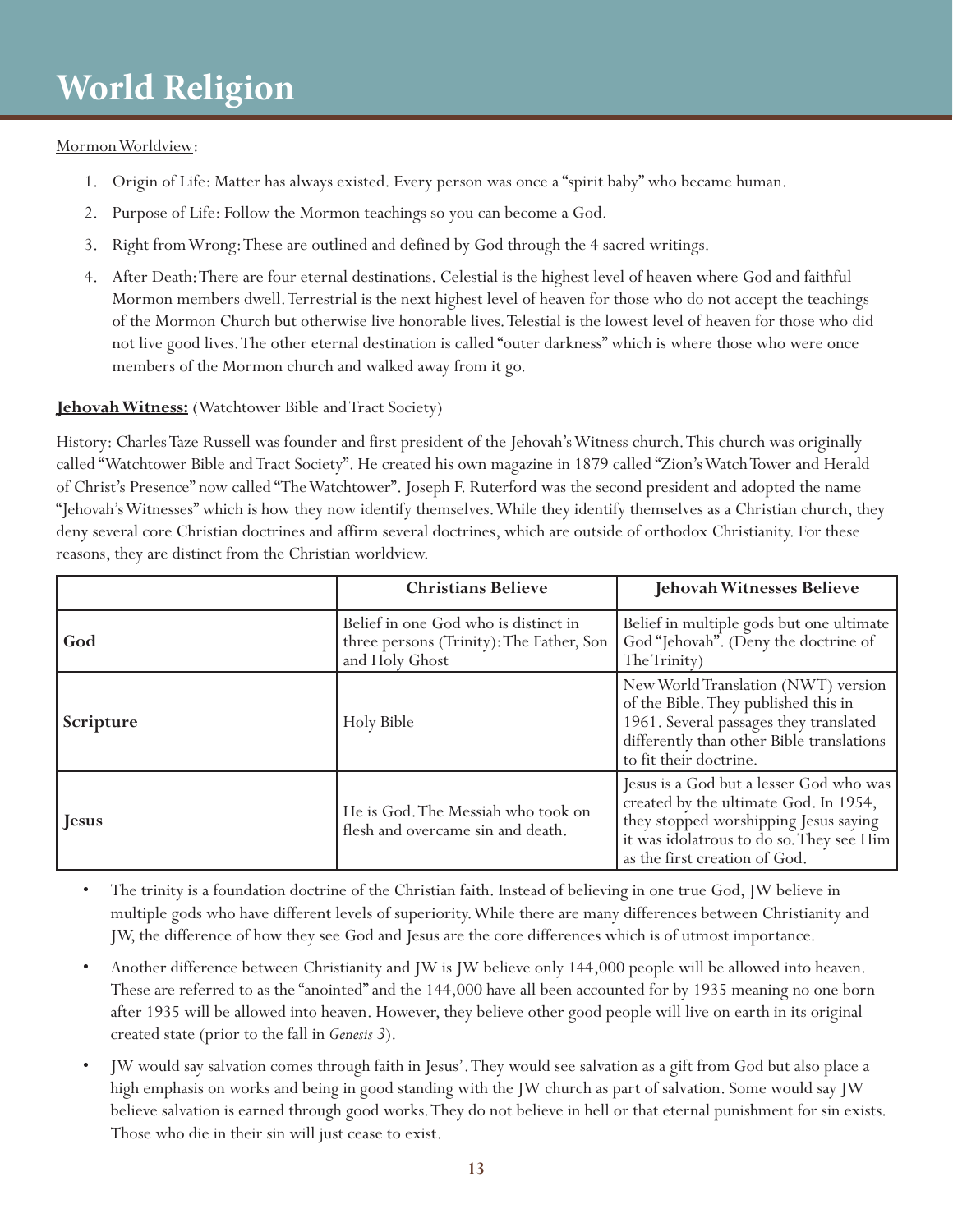Mormon Worldview:

1. Origin of Life: Matter has always existed. Every person was once a "spirit baby" who became human.
2. Purpose of Life: Follow the Mormon teachings so you can become a God.
3. Right from Wrong: These are outlined and defined by God through the 4 sacred writings.
4. After Death: There are four eternal destinations. Celestial is the highest level of heaven where God and faithful Mormon members dwell. Terrestrial is the next highest level of heaven for those who do not accept the teachings of the Mormon Church but otherwise live honorable lives. Telestial is the lowest level of heaven for those who did not live good lives. The other eternal destination is called "outer darkness" which is where those who were once members of the Mormon church and walked away from it go.

**Jehovah Witness:** (Watchtower Bible and Tract Society)

History: Charles Taze Russell was founder and first president of the Jehovah's Witness church. This church was originally called "Watchtower Bible and Tract Society". He created his own magazine in 1879 called "Zion's Watch Tower and Herald of Christ's Presence" now called "The Watchtower". Joseph F. Ruterford was the second president and adopted the name "Jehovah's Witnesses" which is how they now identify themselves. While they identify themselves as a Christian church, they deny several core Christian doctrines and affirm several doctrines, which are outside of orthodox Christianity. For these reasons, they are distinct from the Christian worldview.

| | Christians Believe | Jehovah Witnesses Believe |
|---|---|---|
| **God** | Belief in one God who is distinct in three persons (Trinity): The Father, Son and Holy Ghost | Belief in multiple gods but one ultimate God "Jehovah". (Deny the doctrine of The Trinity) |
| **Scripture** | Holy Bible | New World Translation (NWT) version of the Bible. They published this in 1961. Several passages they translated differently than other Bible translations to fit their doctrine. |
| **Jesus** | He is God. The Messiah who took on flesh and overcame sin and death. | Jesus is a God but a lesser God who was created by the ultimate God. In 1954, they stopped worshipping Jesus saying it was idolatrous to do so. They see Him as the first creation of God. |

- The trinity is a foundation doctrine of the Christian faith. Instead of believing in one true God, JW believe in multiple gods who have different levels of superiority. While there are many differences between Christianity and JW, the difference of how they see God and Jesus are the core differences which is of utmost importance.
- Another difference between Christianity and JW is JW believe only 144,000 people will be allowed into heaven. These are referred to as the "anointed" and the 144,000 have all been accounted for by 1935 meaning no one born after 1935 will be allowed into heaven. However, they believe other good people will live on earth in its original created state (prior to the fall in *Genesis 3*).
- JW would say salvation comes through faith in Jesus'. They would see salvation as a gift from God but also place a high emphasis on works and being in good standing with the JW church as part of salvation. Some would say JW believe salvation is earned through good works. They do not believe in hell or that eternal punishment for sin exists. Those who die in their sin will just cease to exist.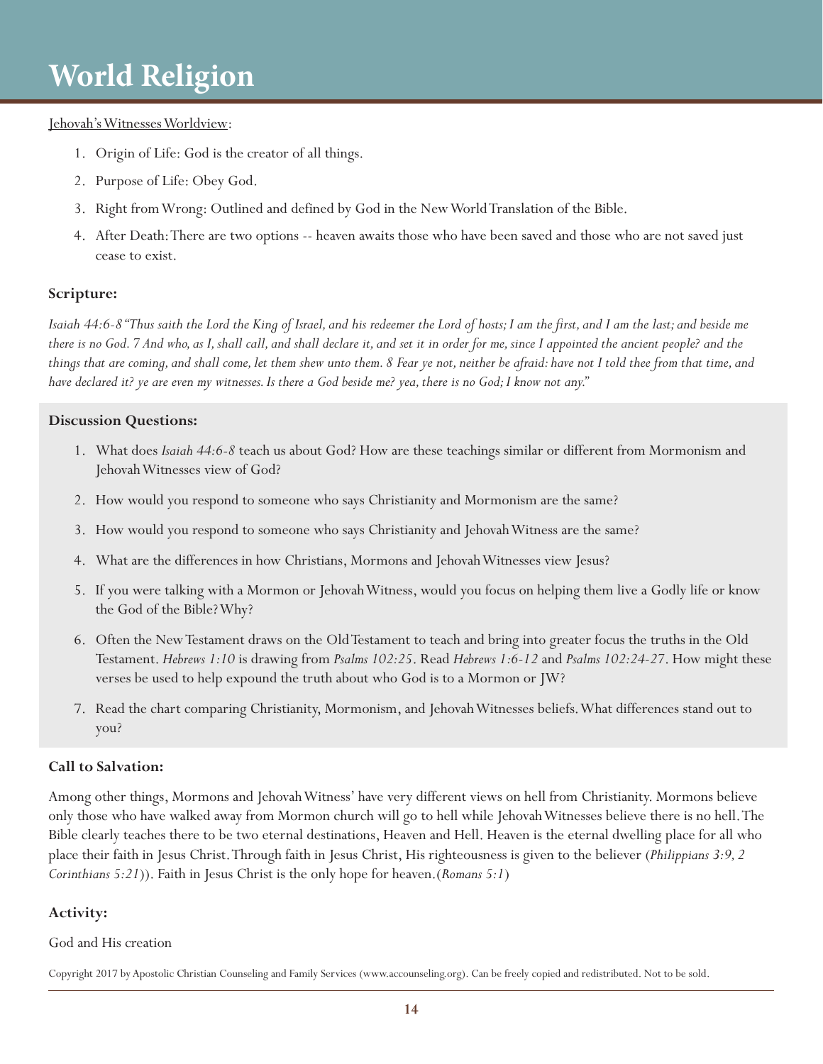# World Religion

Jehovah's Witnesses Worldview:

1. Origin of Life: God is the creator of all things.
2. Purpose of Life: Obey God.
3. Right from Wrong: Outlined and defined by God in the New World Translation of the Bible.
4. After Death: There are two options -- heaven awaits those who have been saved and those who are not saved just cease to exist.

### Scripture:

*Isaiah 44:6-8 "Thus saith the Lord the King of Israel, and his redeemer the Lord of hosts; I am the first, and I am the last; and beside me there is no God. 7 And who, as I, shall call, and shall declare it, and set it in order for me, since I appointed the ancient people? and the things that are coming, and shall come, let them shew unto them. 8 Fear ye not, neither be afraid: have not I told thee from that time, and have declared it? ye are even my witnesses. Is there a God beside me? yea, there is no God; I know not any."*

### Discussion Questions:

1. What does *Isaiah 44:6-8* teach us about God? How are these teachings similar or different from Mormonism and Jehovah Witnesses view of God?
2. How would you respond to someone who says Christianity and Mormonism are the same?
3. How would you respond to someone who says Christianity and Jehovah Witness are the same?
4. What are the differences in how Christians, Mormons and Jehovah Witnesses view Jesus?
5. If you were talking with a Mormon or Jehovah Witness, would you focus on helping them live a Godly life or know the God of the Bible? Why?
6. Often the New Testament draws on the Old Testament to teach and bring into greater focus the truths in the Old Testament. *Hebrews 1:10* is drawing from *Psalms 102:25*. Read *Hebrews 1:6-12* and *Psalms 102:24-27*. How might these verses be used to help expound the truth about who God is to a Mormon or JW?
7. Read the chart comparing Christianity, Mormonism, and Jehovah Witnesses beliefs. What differences stand out to you?

### Call to Salvation:

Among other things, Mormons and Jehovah Witness' have very different views on hell from Christianity. Mormons believe only those who have walked away from Mormon church will go to hell while Jehovah Witnesses believe there is no hell. The Bible clearly teaches there to be two eternal destinations, Heaven and Hell. Heaven is the eternal dwelling place for all who place their faith in Jesus Christ. Through faith in Jesus Christ, His righteousness is given to the believer (*Philippians 3:9, 2 Corinthians 5:21*)). Faith in Jesus Christ is the only hope for heaven.(*Romans 5:1*)

### Activity:

God and His creation

Copyright 2017 by Apostolic Christian Counseling and Family Services (www.accounseling.org). Can be freely copied and redistributed. Not to be sold.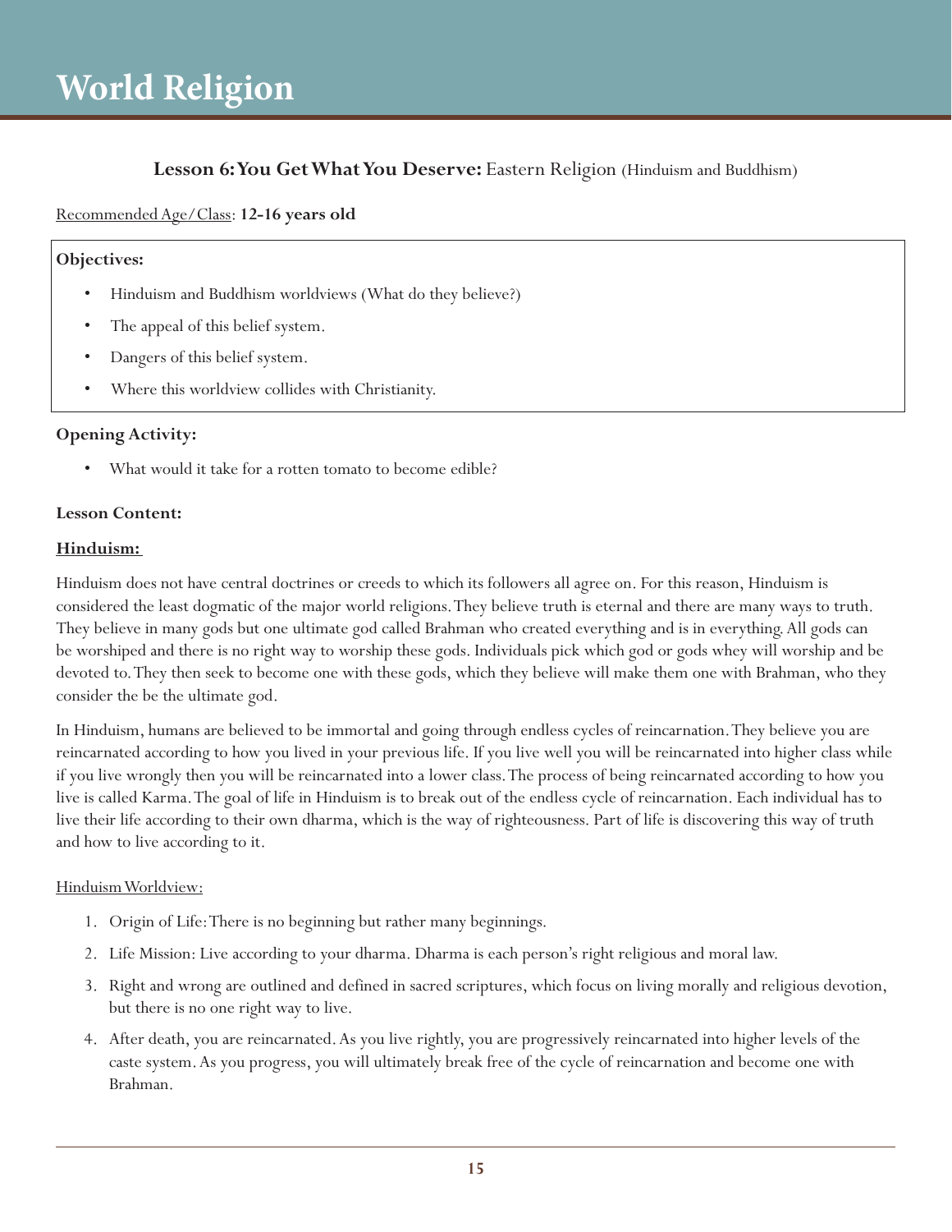# World Religion

## Lesson 6: You Get What You Deserve: Eastern Religion (Hinduism and Buddhism)

Recommended Age/Class: **12-16 years old**

**Objectives:**

- Hinduism and Buddhism worldviews (What do they believe?)
- The appeal of this belief system.
- Dangers of this belief system.
- Where this worldview collides with Christianity.

**Opening Activity:**

- What would it take for a rotten tomato to become edible?

**Lesson Content:**

**Hinduism:**

Hinduism does not have central doctrines or creeds to which its followers all agree on. For this reason, Hinduism is considered the least dogmatic of the major world religions. They believe truth is eternal and there are many ways to truth. They believe in many gods but one ultimate god called Brahman who created everything and is in everything. All gods can be worshiped and there is no right way to worship these gods. Individuals pick which god or gods whey will worship and be devoted to. They then seek to become one with these gods, which they believe will make them one with Brahman, who they consider the be the ultimate god.

In Hinduism, humans are believed to be immortal and going through endless cycles of reincarnation. They believe you are reincarnated according to how you lived in your previous life. If you live well you will be reincarnated into higher class while if you live wrongly then you will be reincarnated into a lower class. The process of being reincarnated according to how you live is called Karma. The goal of life in Hinduism is to break out of the endless cycle of reincarnation. Each individual has to live their life according to their own dharma, which is the way of righteousness. Part of life is discovering this way of truth and how to live according to it.

Hinduism Worldview:

1. Origin of Life: There is no beginning but rather many beginnings.
2. Life Mission: Live according to your dharma. Dharma is each person's right religious and moral law.
3. Right and wrong are outlined and defined in sacred scriptures, which focus on living morally and religious devotion, but there is no one right way to live.
4. After death, you are reincarnated. As you live rightly, you are progressively reincarnated into higher levels of the caste system. As you progress, you will ultimately break free of the cycle of reincarnation and become one with Brahman.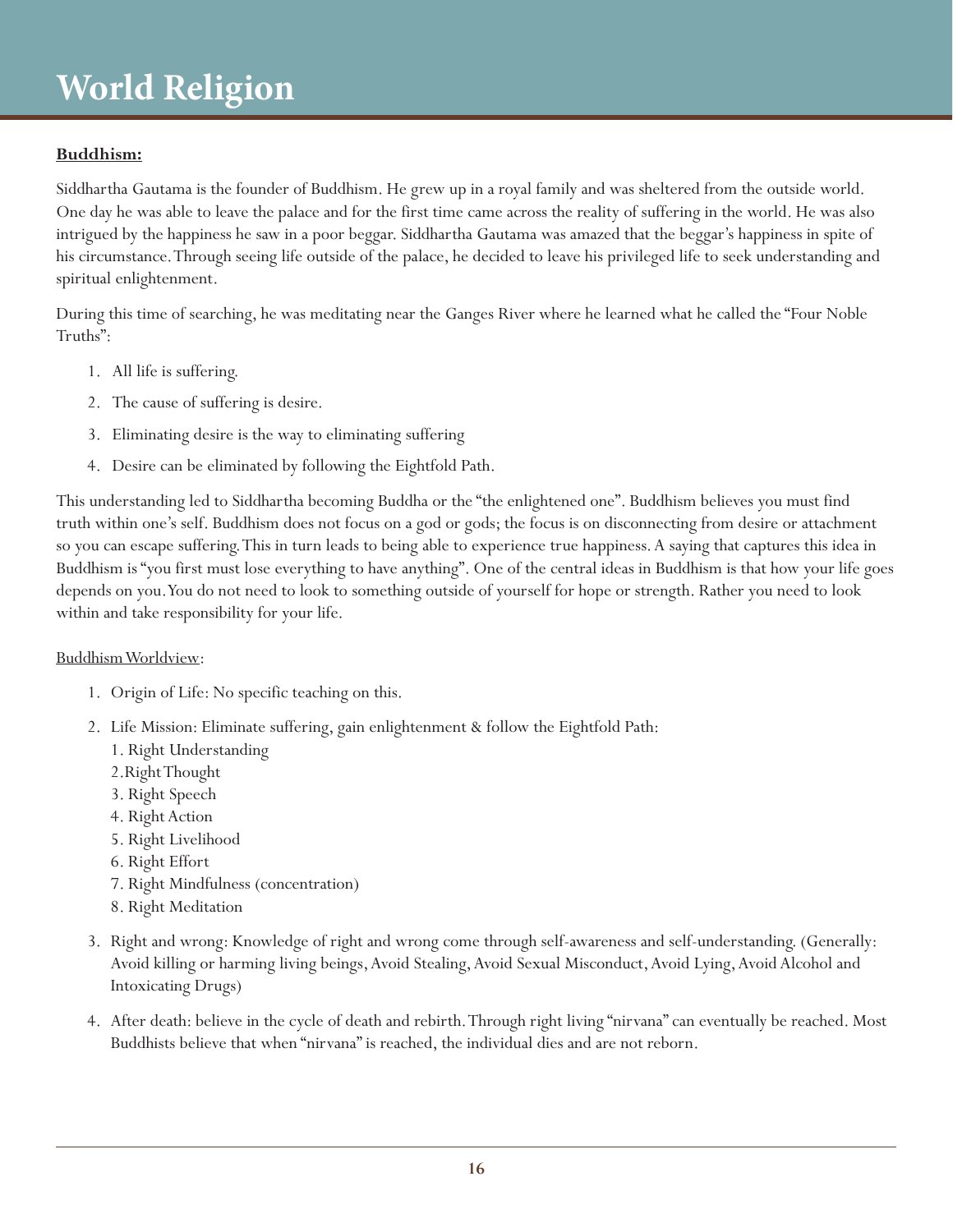# World Religion

**Buddhism:**

Siddhartha Gautama is the founder of Buddhism. He grew up in a royal family and was sheltered from the outside world. One day he was able to leave the palace and for the first time came across the reality of suffering in the world. He was also intrigued by the happiness he saw in a poor beggar. Siddhartha Gautama was amazed that the beggar's happiness in spite of his circumstance. Through seeing life outside of the palace, he decided to leave his privileged life to seek understanding and spiritual enlightenment.

During this time of searching, he was meditating near the Ganges River where he learned what he called the "Four Noble Truths":

1. All life is suffering.
2. The cause of suffering is desire.
3. Eliminating desire is the way to eliminating suffering
4. Desire can be eliminated by following the Eightfold Path.

This understanding led to Siddhartha becoming Buddha or the "the enlightened one". Buddhism believes you must find truth within one's self. Buddhism does not focus on a god or gods; the focus is on disconnecting from desire or attachment so you can escape suffering. This in turn leads to being able to experience true happiness. A saying that captures this idea in Buddhism is "you first must lose everything to have anything". One of the central ideas in Buddhism is that how your life goes depends on you. You do not need to look to something outside of yourself for hope or strength. Rather you need to look within and take responsibility for your life.

Buddhism Worldview:

1. Origin of Life: No specific teaching on this.
2. Life Mission: Eliminate suffering, gain enlightenment & follow the Eightfold Path:
   1. Right Understanding
   2. Right Thought
   3. Right Speech
   4. Right Action
   5. Right Livelihood
   6. Right Effort
   7. Right Mindfulness (concentration)
   8. Right Meditation
3. Right and wrong: Knowledge of right and wrong come through self-awareness and self-understanding. (Generally: Avoid killing or harming living beings, Avoid Stealing, Avoid Sexual Misconduct, Avoid Lying, Avoid Alcohol and Intoxicating Drugs)
4. After death: believe in the cycle of death and rebirth. Through right living "nirvana" can eventually be reached. Most Buddhists believe that when "nirvana" is reached, the individual dies and are not reborn.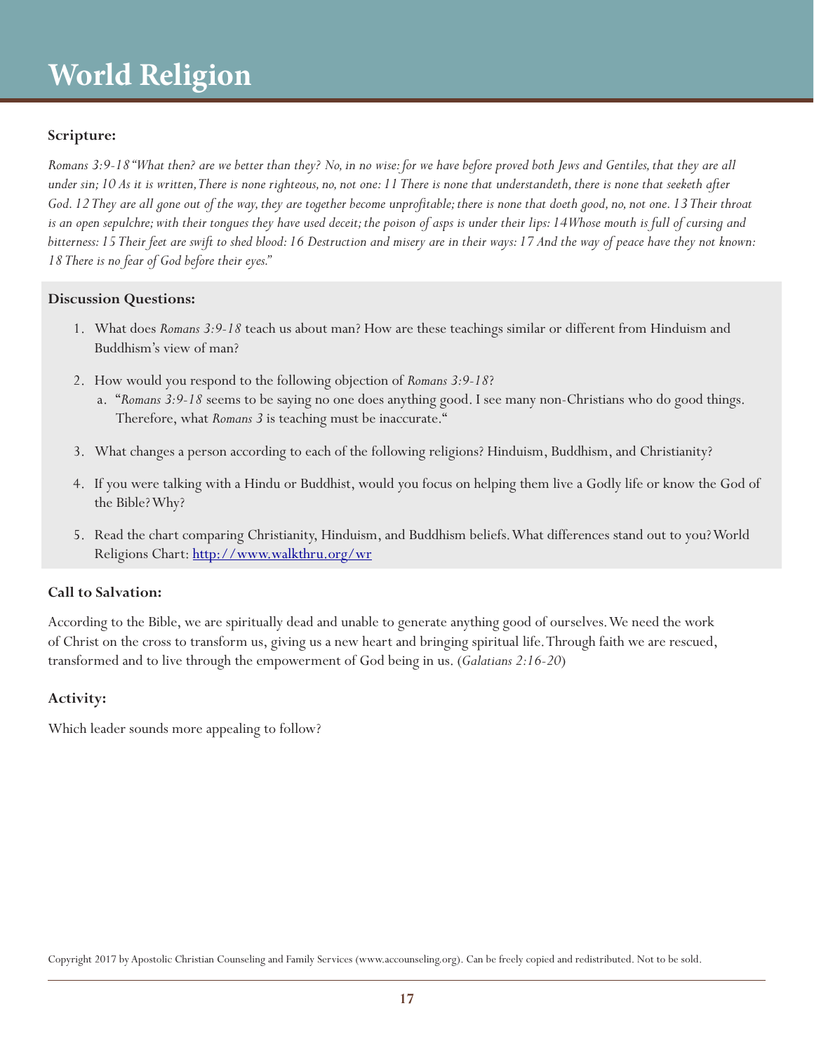# World Religion

### Scripture:

*Romans 3:9-18 "What then? are we better than they? No, in no wise: for we have before proved both Jews and Gentiles, that they are all under sin; 10 As it is written, There is none righteous, no, not one: 11 There is none that understandeth, there is none that seeketh after God. 12 They are all gone out of the way, they are together become unprofitable; there is none that doeth good, no, not one. 13 Their throat is an open sepulchre; with their tongues they have used deceit; the poison of asps is under their lips: 14 Whose mouth is full of cursing and bitterness: 15 Their feet are swift to shed blood: 16 Destruction and misery are in their ways: 17 And the way of peace have they not known: 18 There is no fear of God before their eyes."*

### Discussion Questions:

1. What does *Romans 3:9-18* teach us about man? How are these teachings similar or different from Hinduism and Buddhism's view of man?
2. How would you respond to the following objection of *Romans 3:9-18*?
   a. "*Romans 3:9-18* seems to be saying no one does anything good. I see many non-Christians who do good things. Therefore, what *Romans 3* is teaching must be inaccurate."
3. What changes a person according to each of the following religions? Hinduism, Buddhism, and Christianity?
4. If you were talking with a Hindu or Buddhist, would you focus on helping them live a Godly life or know the God of the Bible? Why?
5. Read the chart comparing Christianity, Hinduism, and Buddhism beliefs. What differences stand out to you? World Religions Chart: [http://www.walkthru.org/wr](http://www.walkthru.org/wr)

### Call to Salvation:

According to the Bible, we are spiritually dead and unable to generate anything good of ourselves. We need the work of Christ on the cross to transform us, giving us a new heart and bringing spiritual life. Through faith we are rescued, transformed and to live through the empowerment of God being in us. (*Galatians 2:16-20*)

### Activity:

Which leader sounds more appealing to follow?

Copyright 2017 by Apostolic Christian Counseling and Family Services (www.accounseling.org). Can be freely copied and redistributed. Not to be sold.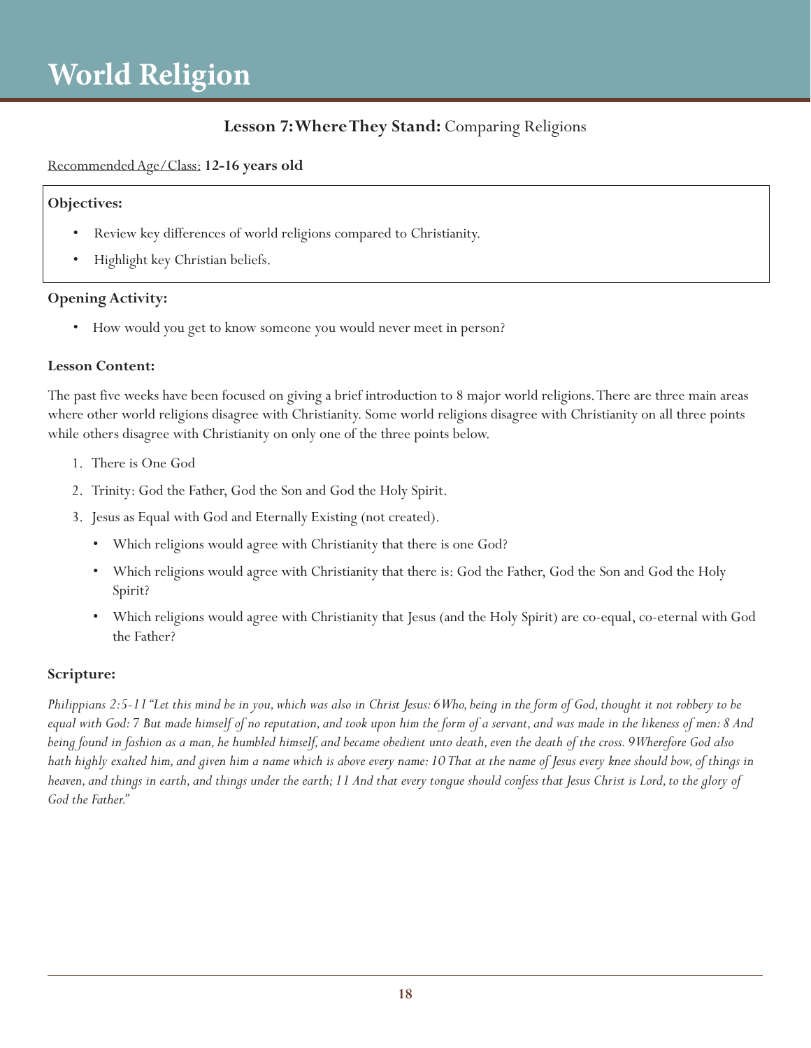# World Religion

### **Lesson 7: Where They Stand:** Comparing Religions

Recommended Age/Class: **12-16 years old**

**Objectives:**

- Review key differences of world religions compared to Christianity.
- Highlight key Christian beliefs.

**Opening Activity:**

- How would you get to know someone you would never meet in person?

**Lesson Content:**

The past five weeks have been focused on giving a brief introduction to 8 major world religions. There are three main areas where other world religions disagree with Christianity. Some world religions disagree with Christianity on all three points while others disagree with Christianity on only one of the three points below.

1. There is One God
2. Trinity: God the Father, God the Son and God the Holy Spirit.
3. Jesus as Equal with God and Eternally Existing (not created).
   - Which religions would agree with Christianity that there is one God?
   - Which religions would agree with Christianity that there is: God the Father, God the Son and God the Holy Spirit?
   - Which religions would agree with Christianity that Jesus (and the Holy Spirit) are co-equal, co-eternal with God the Father?

**Scripture:**

*Philippians 2:5-11 "Let this mind be in you, which was also in Christ Jesus: 6 Who, being in the form of God, thought it not robbery to be equal with God: 7 But made himself of no reputation, and took upon him the form of a servant, and was made in the likeness of men: 8 And being found in fashion as a man, he humbled himself, and became obedient unto death, even the death of the cross. 9 Wherefore God also hath highly exalted him, and given him a name which is above every name: 10 That at the name of Jesus every knee should bow, of things in heaven, and things in earth, and things under the earth; 11 And that every tongue should confess that Jesus Christ is Lord, to the glory of God the Father."*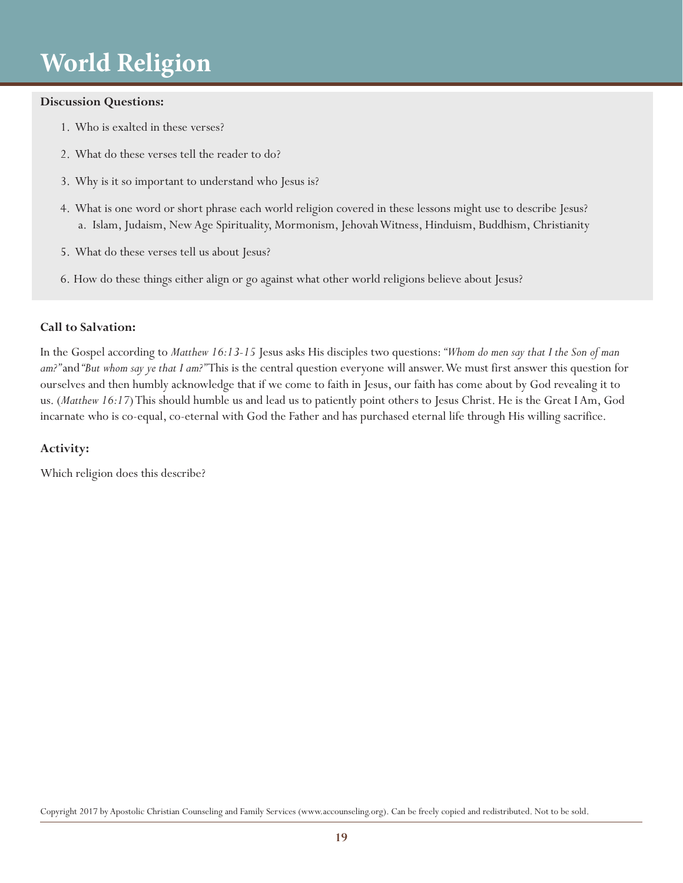# World Religion

**Discussion Questions:**

1. Who is exalted in these verses?
2. What do these verses tell the reader to do?
3. Why is it so important to understand who Jesus is?
4. What is one word or short phrase each world religion covered in these lessons might use to describe Jesus?
   a. Islam, Judaism, New Age Spirituality, Mormonism, Jehovah Witness, Hinduism, Buddhism, Christianity
5. What do these verses tell us about Jesus?
6. How do these things either align or go against what other world religions believe about Jesus?

**Call to Salvation:**

In the Gospel according to *Matthew 16:13-15* Jesus asks His disciples two questions: *"Whom do men say that I the Son of man am?"* and *"But whom say ye that I am?"* This is the central question everyone will answer. We must first answer this question for ourselves and then humbly acknowledge that if we come to faith in Jesus, our faith has come about by God revealing it to us. (*Matthew 16:17*) This should humble us and lead us to patiently point others to Jesus Christ. He is the Great I Am, God incarnate who is co-equal, co-eternal with God the Father and has purchased eternal life through His willing sacrifice.

**Activity:**

Which religion does this describe?

Copyright 2017 by Apostolic Christian Counseling and Family Services (www.accounseling.org). Can be freely copied and redistributed. Not to be sold.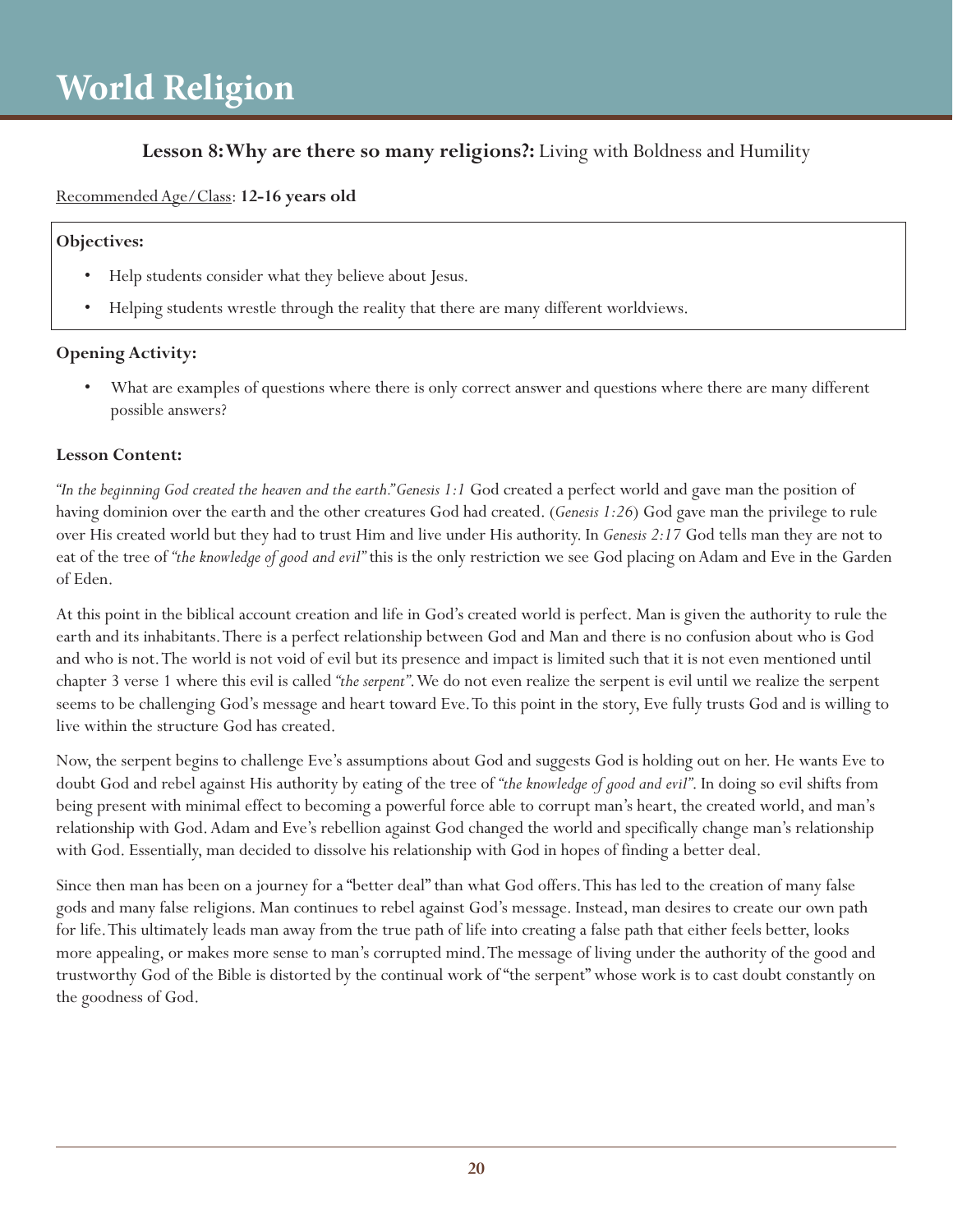# World Religion

### **Lesson 8: Why are there so many religions?:** Living with Boldness and Humility

Recommended Age/Class: **12-16 years old**

**Objectives:**

- Help students consider what they believe about Jesus.
- Helping students wrestle through the reality that there are many different worldviews.

**Opening Activity:**

- What are examples of questions where there is only correct answer and questions where there are many different possible answers?

**Lesson Content:**

*"In the beginning God created the heaven and the earth." Genesis 1:1* God created a perfect world and gave man the position of having dominion over the earth and the other creatures God had created. (*Genesis 1:26*) God gave man the privilege to rule over His created world but they had to trust Him and live under His authority. In *Genesis 2:17* God tells man they are not to eat of the tree of *"the knowledge of good and evil"* this is the only restriction we see God placing on Adam and Eve in the Garden of Eden.

At this point in the biblical account creation and life in God's created world is perfect. Man is given the authority to rule the earth and its inhabitants. There is a perfect relationship between God and Man and there is no confusion about who is God and who is not. The world is not void of evil but its presence and impact is limited such that it is not even mentioned until chapter 3 verse 1 where this evil is called *"the serpent"*. We do not even realize the serpent is evil until we realize the serpent seems to be challenging God's message and heart toward Eve. To this point in the story, Eve fully trusts God and is willing to live within the structure God has created.

Now, the serpent begins to challenge Eve's assumptions about God and suggests God is holding out on her. He wants Eve to doubt God and rebel against His authority by eating of the tree of *"the knowledge of good and evil"*. In doing so evil shifts from being present with minimal effect to becoming a powerful force able to corrupt man's heart, the created world, and man's relationship with God. Adam and Eve's rebellion against God changed the world and specifically change man's relationship with God. Essentially, man decided to dissolve his relationship with God in hopes of finding a better deal.

Since then man has been on a journey for a "better deal" than what God offers. This has led to the creation of many false gods and many false religions. Man continues to rebel against God's message. Instead, man desires to create our own path for life. This ultimately leads man away from the true path of life into creating a false path that either feels better, looks more appealing, or makes more sense to man's corrupted mind. The message of living under the authority of the good and trustworthy God of the Bible is distorted by the continual work of "the serpent" whose work is to cast doubt constantly on the goodness of God.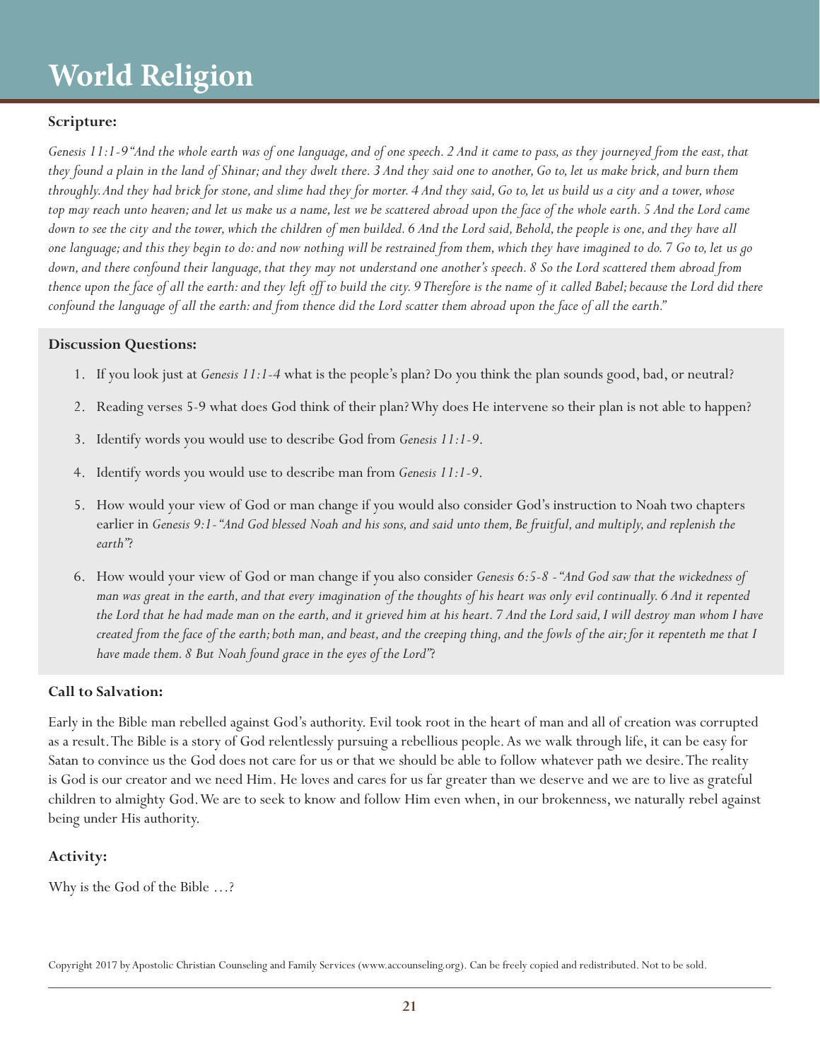# World Religion

**Scripture:**

*Genesis 11:1-9 "And the whole earth was of one language, and of one speech. 2 And it came to pass, as they journeyed from the east, that they found a plain in the land of Shinar; and they dwelt there. 3 And they said one to another, Go to, let us make brick, and burn them throughly. And they had brick for stone, and slime had they for morter. 4 And they said, Go to, let us build us a city and a tower, whose top may reach unto heaven; and let us make us a name, lest we be scattered abroad upon the face of the whole earth. 5 And the Lord came down to see the city and the tower, which the children of men builded. 6 And the Lord said, Behold, the people is one, and they have all one language; and this they begin to do: and now nothing will be restrained from them, which they have imagined to do. 7 Go to, let us go down, and there confound their language, that they may not understand one another's speech. 8 So the Lord scattered them abroad from thence upon the face of all the earth: and they left off to build the city. 9 Therefore is the name of it called Babel; because the Lord did there confound the language of all the earth: and from thence did the Lord scatter them abroad upon the face of all the earth."*

**Discussion Questions:**

1. If you look just at *Genesis 11:1-4* what is the people's plan? Do you think the plan sounds good, bad, or neutral?
2. Reading verses 5-9 what does God think of their plan? Why does He intervene so their plan is not able to happen?
3. Identify words you would use to describe God from *Genesis 11:1-9*.
4. Identify words you would use to describe man from *Genesis 11:1-9*.
5. How would your view of God or man change if you would also consider God's instruction to Noah two chapters earlier in *Genesis 9:1- "And God blessed Noah and his sons, and said unto them, Be fruitful, and multiply, and replenish the earth"*?
6. How would your view of God or man change if you also consider *Genesis 6:5-8 - "And God saw that the wickedness of man was great in the earth, and that every imagination of the thoughts of his heart was only evil continually. 6 And it repented the Lord that he had made man on the earth, and it grieved him at his heart. 7 And the Lord said, I will destroy man whom I have created from the face of the earth; both man, and beast, and the creeping thing, and the fowls of the air; for it repenteth me that I have made them. 8 But Noah found grace in the eyes of the Lord"*?

**Call to Salvation:**

Early in the Bible man rebelled against God's authority. Evil took root in the heart of man and all of creation was corrupted as a result. The Bible is a story of God relentlessly pursuing a rebellious people. As we walk through life, it can be easy for Satan to convince us the God does not care for us or that we should be able to follow whatever path we desire. The reality is God is our creator and we need Him. He loves and cares for us far greater than we deserve and we are to live as grateful children to almighty God. We are to seek to know and follow Him even when, in our brokenness, we naturally rebel against being under His authority.

**Activity:**

Why is the God of the Bible …?

Copyright 2017 by Apostolic Christian Counseling and Family Services (www.accounseling.org). Can be freely copied and redistributed. Not to be sold.